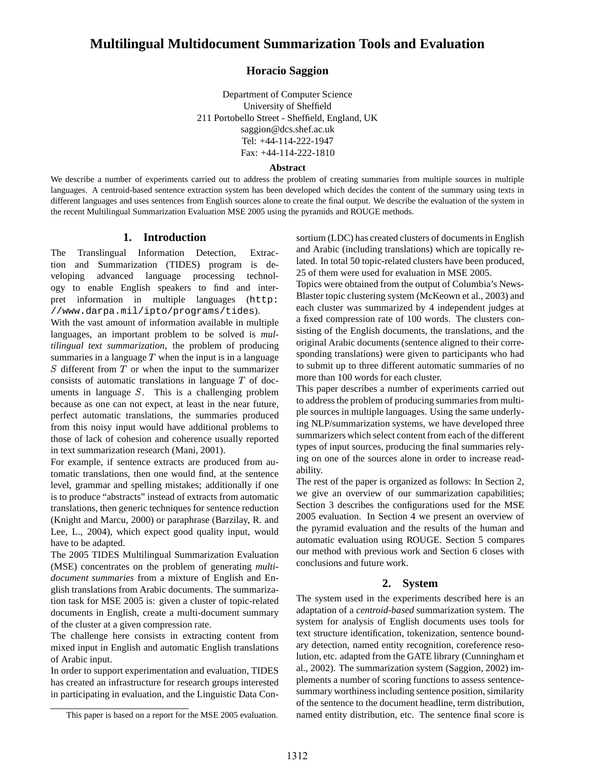# Multilingual Multidocument Summarization Tools and Evaluation

**Horacio Saggion**

Department of Computer Science
University of Sheffield
211 Portobello Street - Sheffield, England, UK
saggion@dcs.shef.ac.uk
Tel: +44-114-222-1947
Fax: +44-114-222-1810

### Abstract

We describe a number of experiments carried out to address the problem of creating summaries from multiple sources in multiple languages. A centroid-based sentence extraction system has been developed which decides the content of the summary using texts in different languages and uses sentences from English sources alone to create the final output. We describe the evaluation of the system in the recent Multilingual Summarization Evaluation MSE 2005 using the pyramids and ROUGE methods.

## 1. Introduction

The Translingual Information Detection, Extraction and Summarization (TIDES) program is developing advanced language processing technology to enable English speakers to find and interpret information in multiple languages (`http://www.darpa.mil/ipto/programs/tides`).

With the vast amount of information available in multiple languages, an important problem to be solved is *multilingual text summarization*, the problem of producing summaries in a language $T$ when the input is in a language $S$ different from $T$ or when the input to the summarizer consists of automatic translations in language $T$ of documents in language $S$. This is a challenging problem because as one can not expect, at least in the near future, perfect automatic translations, the summaries produced from this noisy input would have additional problems to those of lack of cohesion and coherence usually reported in text summarization research (Mani, 2001).

For example, if sentence extracts are produced from automatic translations, then one would find, at the sentence level, grammar and spelling mistakes; additionally if one is to produce "abstracts" instead of extracts from automatic translations, then generic techniques for sentence reduction (Knight and Marcu, 2000) or paraphrase (Barzilay, R. and Lee, L., 2004), which expect good quality input, would have to be adapted.

The 2005 TIDES Multilingual Summarization Evaluation (MSE) concentrates on the problem of generating *multi-document summaries* from a mixture of English and English translations from Arabic documents. The summarization task for MSE 2005 is: given a cluster of topic-related documents in English, create a multi-document summary of the cluster at a given compression rate.

The challenge here consists in extracting content from mixed input in English and automatic English translations of Arabic input.

In order to support experimentation and evaluation, TIDES has created an infrastructure for research groups interested in participating in evaluation, and the Linguistic Data Consortium (LDC) has created clusters of documents in English and Arabic (including translations) which are topically related. In total 50 topic-related clusters have been produced, 25 of them were used for evaluation in MSE 2005.

Topics were obtained from the output of Columbia's NewsBlaster topic clustering system (McKeown et al., 2003) and each cluster was summarized by 4 independent judges at a fixed compression rate of 100 words. The clusters consisting of the English documents, the translations, and the original Arabic documents (sentence aligned to their corresponding translations) were given to participants who had to submit up to three different automatic summaries of no more than 100 words for each cluster.

This paper describes a number of experiments carried out to address the problem of producing summaries from multiple sources in multiple languages. Using the same underlying NLP/summarization systems, we have developed three summarizers which select content from each of the different types of input sources, producing the final summaries relying on one of the sources alone in order to increase readability.

The rest of the paper is organized as follows: In Section 2, we give an overview of our summarization capabilities; Section 3 describes the configurations used for the MSE 2005 evaluation. In Section 4 we present an overview of the pyramid evaluation and the results of the human and automatic evaluation using ROUGE. Section 5 compares our method with previous work and Section 6 closes with conclusions and future work.

## 2. System

The system used in the experiments described here is an adaptation of a *centroid-based* summarization system. The system for analysis of English documents uses tools for text structure identification, tokenization, sentence boundary detection, named entity recognition, coreference resolution, etc. adapted from the GATE library (Cunningham et al., 2002). The summarization system (Saggion, 2002) implements a number of scoring functions to assess sentence-summary worthiness including sentence position, similarity of the sentence to the document headline, term distribution, named entity distribution, etc. The sentence final score is

This paper is based on a report for the MSE 2005 evaluation.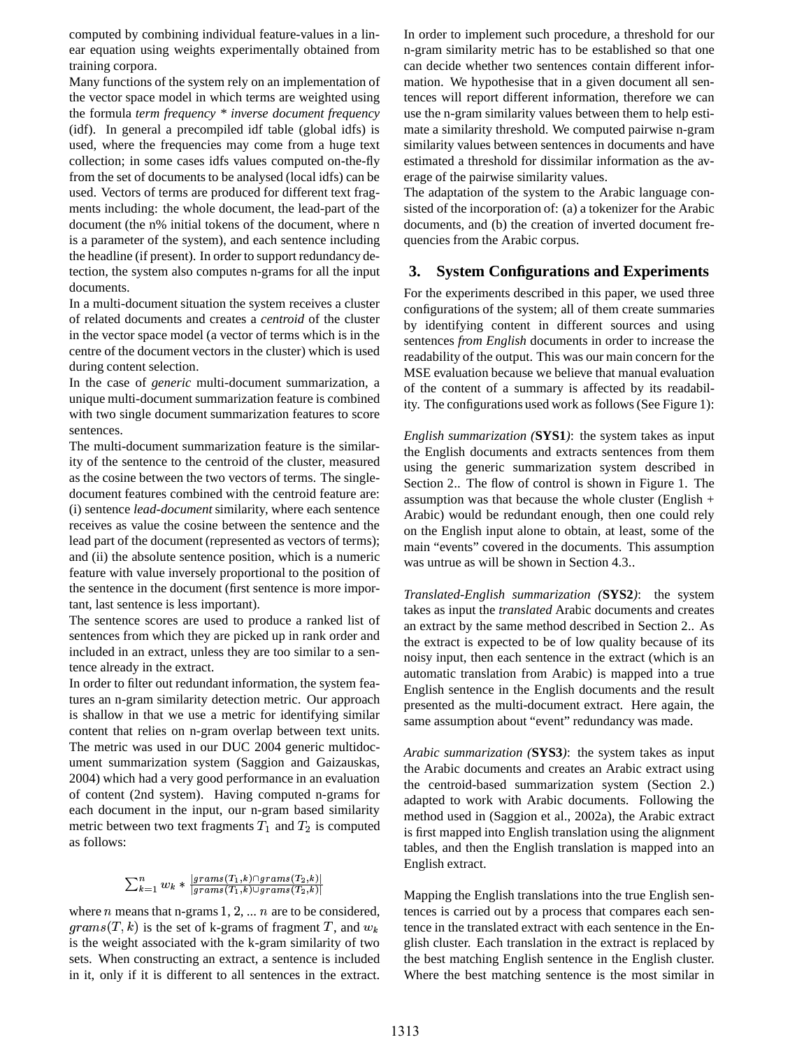computed by combining individual feature-values in a linear equation using weights experimentally obtained from training corpora.

Many functions of the system rely on an implementation of the vector space model in which terms are weighted using the formula *term frequency * inverse document frequency* (idf). In general a precompiled idf table (global idfs) is used, where the frequencies may come from a huge text collection; in some cases idfs values computed on-the-fly from the set of documents to be analysed (local idfs) can be used. Vectors of terms are produced for different text fragments including: the whole document, the lead-part of the document (the n% initial tokens of the document, where n is a parameter of the system), and each sentence including the headline (if present). In order to support redundancy detection, the system also computes n-grams for all the input documents.

In a multi-document situation the system receives a cluster of related documents and creates a *centroid* of the cluster in the vector space model (a vector of terms which is in the centre of the document vectors in the cluster) which is used during content selection.

In the case of *generic* multi-document summarization, a unique multi-document summarization feature is combined with two single document summarization features to score sentences.

The multi-document summarization feature is the similarity of the sentence to the centroid of the cluster, measured as the cosine between the two vectors of terms. The single-document features combined with the centroid feature are: (i) sentence *lead-document* similarity, where each sentence receives as value the cosine between the sentence and the lead part of the document (represented as vectors of terms); and (ii) the absolute sentence position, which is a numeric feature with value inversely proportional to the position of the sentence in the document (first sentence is more important, last sentence is less important).

The sentence scores are used to produce a ranked list of sentences from which they are picked up in rank order and included in an extract, unless they are too similar to a sentence already in the extract.

In order to filter out redundant information, the system features an n-gram similarity detection metric. Our approach is shallow in that we use a metric for identifying similar content that relies on n-gram overlap between text units. The metric was used in our DUC 2004 generic multidocument summarization system (Saggion and Gaizauskas, 2004) which had a very good performance in an evaluation of content (2nd system). Having computed n-grams for each document in the input, our n-gram based similarity metric between two text fragments $T_1$ and $T_2$ is computed as follows:

$$\sum_{k=1}^{n} w_k * \frac{|grams(T_1,k) \cap grams(T_2,k)|}{|grams(T_1,k) \cup grams(T_2,k)|}$$

where $n$ means that n-grams $1, 2, ... n$ are to be considered, $grams(T, k)$ is the set of k-grams of fragment $T$, and $w_k$ is the weight associated with the k-gram similarity of two sets. When constructing an extract, a sentence is included in it, only if it is different to all sentences in the extract. In order to implement such procedure, a threshold for our n-gram similarity metric has to be established so that one can decide whether two sentences contain different information. We hypothesise that in a given document all sentences will report different information, therefore we can use the n-gram similarity values between them to help estimate a similarity threshold. We computed pairwise n-gram similarity values between sentences in documents and have estimated a threshold for dissimilar information as the average of the pairwise similarity values.

The adaptation of the system to the Arabic language consisted of the incorporation of: (a) a tokenizer for the Arabic documents, and (b) the creation of inverted document frequencies from the Arabic corpus.

## 3. System Configurations and Experiments

For the experiments described in this paper, we used three configurations of the system; all of them create summaries by identifying content in different sources and using sentences *from English* documents in order to increase the readability of the output. This was our main concern for the MSE evaluation because we believe that manual evaluation of the content of a summary is affected by its readability. The configurations used work as follows (See Figure 1):

*English summarization (***SYS1***)*: the system takes as input the English documents and extracts sentences from them using the generic summarization system described in Section 2.. The flow of control is shown in Figure 1. The assumption was that because the whole cluster (English + Arabic) would be redundant enough, then one could rely on the English input alone to obtain, at least, some of the main "events" covered in the documents. This assumption was untrue as will be shown in Section 4.3..

*Translated-English summarization (***SYS2***)*: the system takes as input the *translated* Arabic documents and creates an extract by the same method described in Section 2.. As the extract is expected to be of low quality because of its noisy input, then each sentence in the extract (which is an automatic translation from Arabic) is mapped into a true English sentence in the English documents and the result presented as the multi-document extract. Here again, the same assumption about "event" redundancy was made.

*Arabic summarization (***SYS3***)*: the system takes as input the Arabic documents and creates an Arabic extract using the centroid-based summarization system (Section 2.) adapted to work with Arabic documents. Following the method used in (Saggion et al., 2002a), the Arabic extract is first mapped into English translation using the alignment tables, and then the English translation is mapped into an English extract.

Mapping the English translations into the true English sentences is carried out by a process that compares each sentence in the translated extract with each sentence in the English cluster. Each translation in the extract is replaced by the best matching English sentence in the English cluster. Where the best matching sentence is the most similar in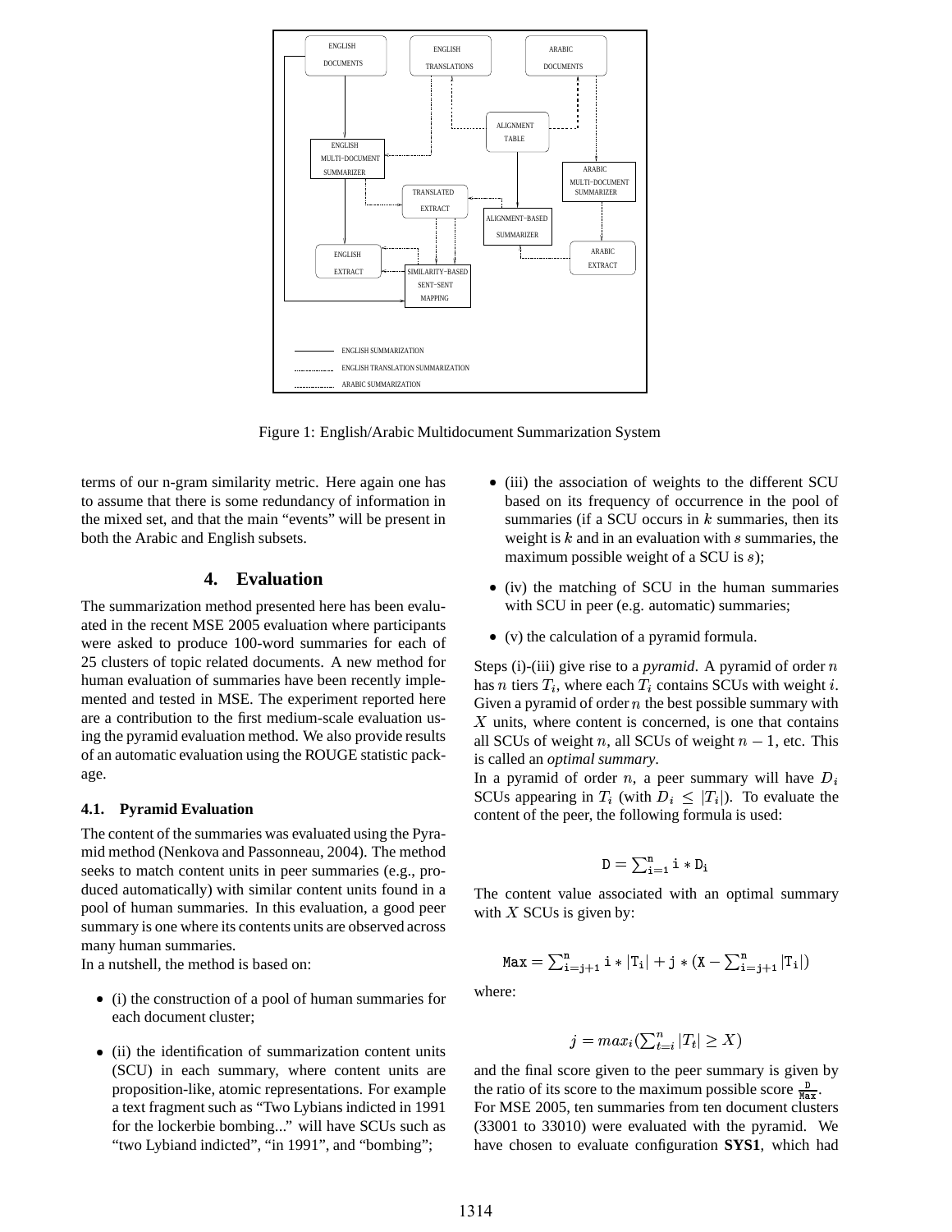Figure 1: English/Arabic Multidocument Summarization System

terms of our n-gram similarity metric. Here again one has to assume that there is some redundancy of information in the mixed set, and that the main "events" will be present in both the Arabic and English subsets.

## 4. Evaluation

The summarization method presented here has been evaluated in the recent MSE 2005 evaluation where participants were asked to produce 100-word summaries for each of 25 clusters of topic related documents. A new method for human evaluation of summaries have been recently implemented and tested in MSE. The experiment reported here are a contribution to the first medium-scale evaluation using the pyramid evaluation method. We also provide results of an automatic evaluation using the ROUGE statistic package.

### 4.1. Pyramid Evaluation

The content of the summaries was evaluated using the Pyramid method (Nenkova and Passonneau, 2004). The method seeks to match content units in peer summaries (e.g., produced automatically) with similar content units found in a pool of human summaries. In this evaluation, a good peer summary is one where its contents units are observed across many human summaries.

In a nutshell, the method is based on:

- (i) the construction of a pool of human summaries for each document cluster;
- (ii) the identification of summarization content units (SCU) in each summary, where content units are proposition-like, atomic representations. For example a text fragment such as "Two Lybians indicted in 1991 for the lockerbie bombing..." will have SCUs such as "two Lybiand indicted", "in 1991", and "bombing";
- (iii) the association of weights to the different SCU based on its frequency of occurrence in the pool of summaries (if a SCU occurs in $k$ summaries, then its weight is $k$ and in an evaluation with $s$ summaries, the maximum possible weight of a SCU is $s$);
- (iv) the matching of SCU in the human summaries with SCU in peer (e.g. automatic) summaries;
- (v) the calculation of a pyramid formula.

Steps (i)-(iii) give rise to a *pyramid*. A pyramid of order $n$ has $n$ tiers $T_i$, where each $T_i$ contains SCUs with weight $i$. Given a pyramid of order $n$ the best possible summary with $X$ units, where content is concerned, is one that contains all SCUs of weight $n$, all SCUs of weight $n-1$, etc. This is called an *optimal summary*.

In a pyramid of order $n$, a peer summary will have $D_i$ SCUs appearing in $T_i$ (with $D_i \leq |T_i|$). To evaluate the content of the peer, the following formula is used:

$$\mathtt{D} = \sum_{\mathtt{i}=1}^{\mathtt{n}} \mathtt{i} * \mathtt{D_i}$$

The content value associated with an optimal summary with $X$ SCUs is given by:

$$\mathtt{Max} = \sum_{\mathtt{i}=\mathtt{j}+1}^{\mathtt{n}} \mathtt{i} * |\mathtt{T_i}| + \mathtt{j} * (\mathtt{X} - \sum_{\mathtt{i}=\mathtt{j}+1}^{\mathtt{n}} |\mathtt{T_i}|)$$

where:

$$j = max_i(\sum_{t=i}^{n} |T_t| \geq X)$$

and the final score given to the peer summary is given by the ratio of its score to the maximum possible score $\frac{\mathtt{D}}{\mathtt{Max}}$.

For MSE 2005, ten summaries from ten document clusters (33001 to 33010) were evaluated with the pyramid. We have chosen to evaluate configuration **SYS1**, which had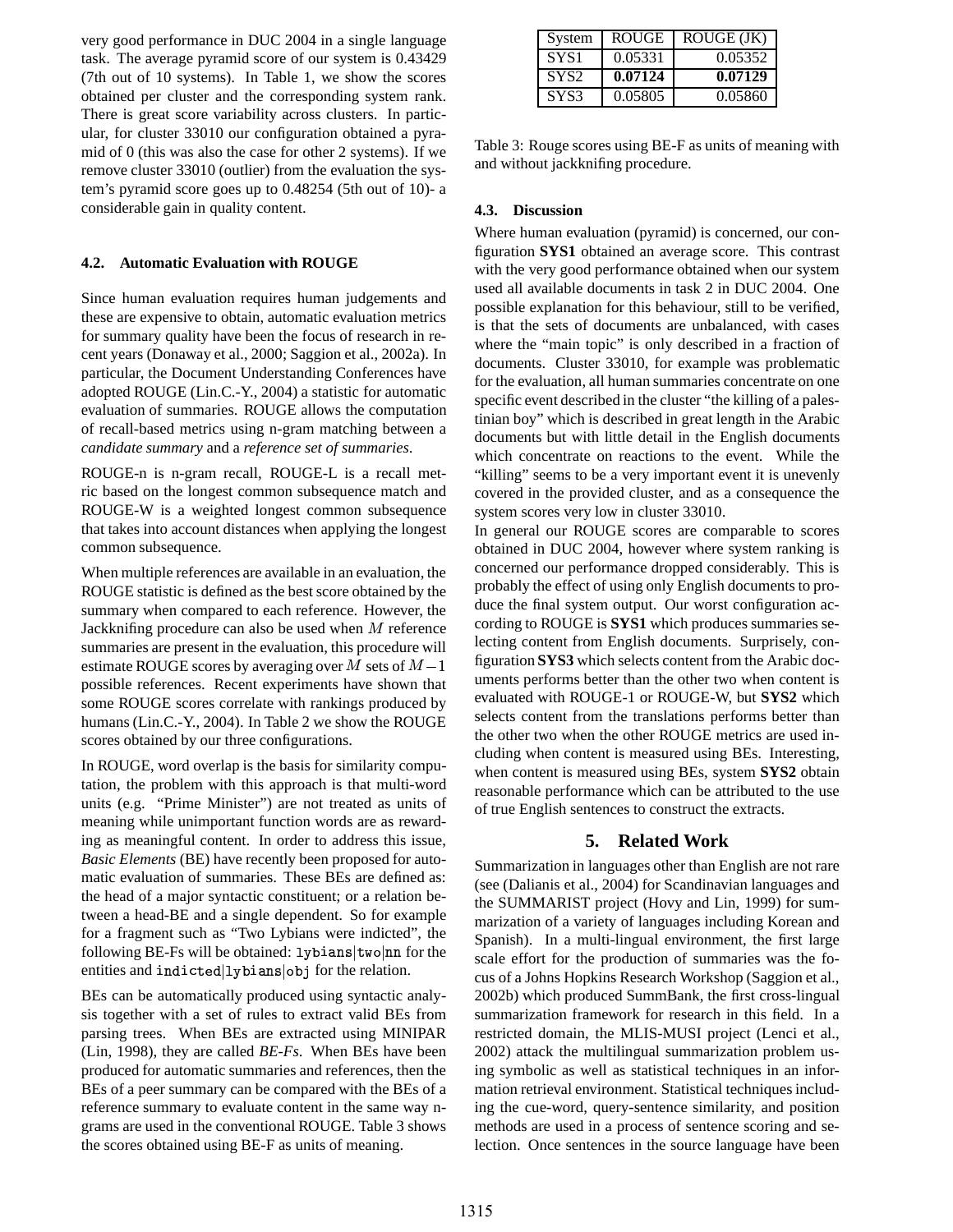very good performance in DUC 2004 in a single language task. The average pyramid score of our system is 0.43429 (7th out of 10 systems). In Table 1, we show the scores obtained per cluster and the corresponding system rank. There is great score variability across clusters. In particular, for cluster 33010 our configuration obtained a pyramid of 0 (this was also the case for other 2 systems). If we remove cluster 33010 (outlier) from the evaluation the system's pyramid score goes up to 0.48254 (5th out of 10)- a considerable gain in quality content.

### 4.2. Automatic Evaluation with ROUGE

Since human evaluation requires human judgements and these are expensive to obtain, automatic evaluation metrics for summary quality have been the focus of research in recent years (Donaway et al., 2000; Saggion et al., 2002a). In particular, the Document Understanding Conferences have adopted ROUGE (Lin.C.-Y., 2004) a statistic for automatic evaluation of summaries. ROUGE allows the computation of recall-based metrics using n-gram matching between a *candidate summary* and a *reference set of summaries*.

ROUGE-n is n-gram recall, ROUGE-L is a recall metric based on the longest common subsequence match and ROUGE-W is a weighted longest common subsequence that takes into account distances when applying the longest common subsequence.

When multiple references are available in an evaluation, the ROUGE statistic is defined as the best score obtained by the summary when compared to each reference. However, the Jackknifing procedure can also be used when $M$ reference summaries are present in the evaluation, this procedure will estimate ROUGE scores by averaging over $M$ sets of $M-1$ possible references. Recent experiments have shown that some ROUGE scores correlate with rankings produced by humans (Lin.C.-Y., 2004). In Table 2 we show the ROUGE scores obtained by our three configurations.

In ROUGE, word overlap is the basis for similarity computation, the problem with this approach is that multi-word units (e.g. "Prime Minister") are not treated as units of meaning while unimportant function words are as rewarding as meaningful content. In order to address this issue, *Basic Elements* (BE) have recently been proposed for automatic evaluation of summaries. These BEs are defined as: the head of a major syntactic constituent; or a relation between a head-BE and a single dependent. So for example for a fragment such as "Two Lybians were indicted", the following BE-Fs will be obtained: `lybians|two|nn` for the entities and `indicted|lybians|obj` for the relation.

BEs can be automatically produced using syntactic analysis together with a set of rules to extract valid BEs from parsing trees. When BEs are extracted using MINIPAR (Lin, 1998), they are called *BE-Fs*. When BEs have been produced for automatic summaries and references, then the BEs of a peer summary can be compared with the BEs of a reference summary to evaluate content in the same way n-grams are used in the conventional ROUGE. Table 3 shows the scores obtained using BE-F as units of meaning.

| System | ROUGE | ROUGE (JK) |
|---|---|---|
| SYS1 | 0.05331 | 0.05352 |
| SYS2 | **0.07124** | **0.07129** |
| SYS3 | 0.05805 | 0.05860 |

Table 3: Rouge scores using BE-F as units of meaning with and without jackknifing procedure.

### 4.3. Discussion

Where human evaluation (pyramid) is concerned, our configuration **SYS1** obtained an average score. This contrast with the very good performance obtained when our system used all available documents in task 2 in DUC 2004. One possible explanation for this behaviour, still to be verified, is that the sets of documents are unbalanced, with cases where the "main topic" is only described in a fraction of documents. Cluster 33010, for example was problematic for the evaluation, all human summaries concentrate on one specific event described in the cluster "the killing of a palestinian boy" which is described in great length in the Arabic documents but with little detail in the English documents which concentrate on reactions to the event. While the "killing" seems to be a very important event it is unevenly covered in the provided cluster, and as a consequence the system scores very low in cluster 33010.

In general our ROUGE scores are comparable to scores obtained in DUC 2004, however where system ranking is concerned our performance dropped considerably. This is probably the effect of using only English documents to produce the final system output. Our worst configuration according to ROUGE is **SYS1** which produces summaries selecting content from English documents. Surprisely, configuration **SYS3** which selects content from the Arabic documents performs better than the other two when content is evaluated with ROUGE-1 or ROUGE-W, but **SYS2** which selects content from the translations performs better than the other two when the other ROUGE metrics are used including when content is measured using BEs. Interesting, when content is measured using BEs, system **SYS2** obtain reasonable performance which can be attributed to the use of true English sentences to construct the extracts.

## 5. Related Work

Summarization in languages other than English are not rare (see (Dalianis et al., 2004) for Scandinavian languages and the SUMMARIST project (Hovy and Lin, 1999) for summarization of a variety of languages including Korean and Spanish). In a multi-lingual environment, the first large scale effort for the production of summaries was the focus of a Johns Hopkins Research Workshop (Saggion et al., 2002b) which produced SummBank, the first cross-lingual summarization framework for research in this field. In a restricted domain, the MLIS-MUSI project (Lenci et al., 2002) attack the multilingual summarization problem using symbolic as well as statistical techniques in an information retrieval environment. Statistical techniques including the cue-word, query-sentence similarity, and position methods are used in a process of sentence scoring and selection. Once sentences in the source language have been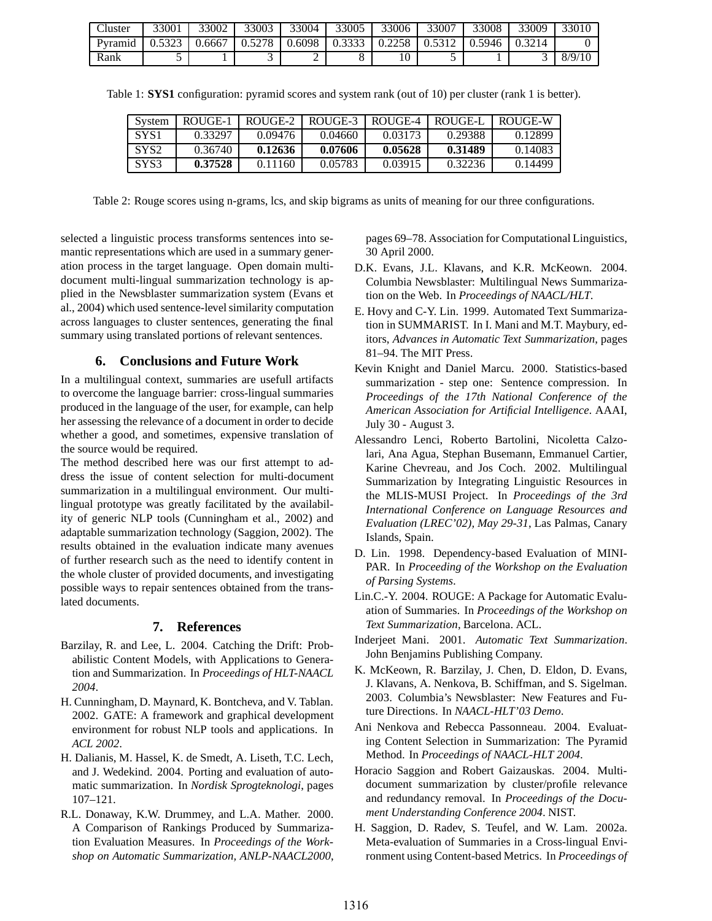| Cluster | 33001 | 33002 | 33003 | 33004 | 33005 | 33006 | 33007 | 33008 | 33009 | 33010 |
|---|---|---|---|---|---|---|---|---|---|---|
| Pyramid | 0.5323 | 0.6667 | 0.5278 | 0.6098 | 0.3333 | 0.2258 | 0.5312 | 0.5946 | 0.3214 | 0 |
| Rank | 5 | 1 | 3 | 2 | 8 | 10 | 5 | 1 | 3 | 8/9/10 |

Table 1: **SYS1** configuration: pyramid scores and system rank (out of 10) per cluster (rank 1 is better).

| System | ROUGE-1 | ROUGE-2 | ROUGE-3 | ROUGE-4 | ROUGE-L | ROUGE-W |
|---|---|---|---|---|---|---|
| SYS1 | 0.33297 | 0.09476 | 0.04660 | 0.03173 | 0.29388 | 0.12899 |
| SYS2 | 0.36740 | **0.12636** | **0.07606** | **0.05628** | **0.31489** | 0.14083 |
| SYS3 | **0.37528** | 0.11160 | 0.05783 | 0.03915 | 0.32236 | 0.14499 |

Table 2: Rouge scores using n-grams, lcs, and skip bigrams as units of meaning for our three configurations.

selected a linguistic process transforms sentences into semantic representations which are used in a summary generation process in the target language. Open domain multi-document multi-lingual summarization technology is applied in the Newsblaster summarization system (Evans et al., 2004) which used sentence-level similarity computation across languages to cluster sentences, generating the final summary using translated portions of relevant sentences.

## 6. Conclusions and Future Work

In a multilingual context, summaries are usefull artifacts to overcome the language barrier: cross-lingual summaries produced in the language of the user, for example, can help her assessing the relevance of a document in order to decide whether a good, and sometimes, expensive translation of the source would be required.

The method described here was our first attempt to address the issue of content selection for multi-document summarization in a multilingual environment. Our multilingual prototype was greatly facilitated by the availability of generic NLP tools (Cunningham et al., 2002) and adaptable summarization technology (Saggion, 2002). The results obtained in the evaluation indicate many avenues of further research such as the need to identify content in the whole cluster of provided documents, and investigating possible ways to repair sentences obtained from the translated documents.

## 7. References

Barzilay, R. and Lee, L. 2004. Catching the Drift: Probabilistic Content Models, with Applications to Generation and Summarization. In *Proceedings of HLT-NAACL 2004*.

H. Cunningham, D. Maynard, K. Bontcheva, and V. Tablan. 2002. GATE: A framework and graphical development environment for robust NLP tools and applications. In *ACL 2002*.

H. Dalianis, M. Hassel, K. de Smedt, A. Liseth, T.C. Lech, and J. Wedekind. 2004. Porting and evaluation of automatic summarization. In *Nordisk Sprogteknologi*, pages 107–121.

R.L. Donaway, K.W. Drummey, and L.A. Mather. 2000. A Comparison of Rankings Produced by Summarization Evaluation Measures. In *Proceedings of the Workshop on Automatic Summarization, ANLP-NAACL2000*, pages 69–78. Association for Computational Linguistics, 30 April 2000.

D.K. Evans, J.L. Klavans, and K.R. McKeown. 2004. Columbia Newsblaster: Multilingual News Summarization on the Web. In *Proceedings of NAACL/HLT*.

E. Hovy and C-Y. Lin. 1999. Automated Text Summarization in SUMMARIST. In I. Mani and M.T. Maybury, editors, *Advances in Automatic Text Summarization*, pages 81–94. The MIT Press.

Kevin Knight and Daniel Marcu. 2000. Statistics-based summarization - step one: Sentence compression. In *Proceedings of the 17th National Conference of the American Association for Artificial Intelligence*. AAAI, July 30 - August 3.

Alessandro Lenci, Roberto Bartolini, Nicoletta Calzolari, Ana Agua, Stephan Busemann, Emmanuel Cartier, Karine Chevreau, and Jos Coch. 2002. Multilingual Summarization by Integrating Linguistic Resources in the MLIS-MUSI Project. In *Proceedings of the 3rd International Conference on Language Resources and Evaluation (LREC'02), May 29-31*, Las Palmas, Canary Islands, Spain.

D. Lin. 1998. Dependency-based Evaluation of MINIPAR. In *Proceeding of the Workshop on the Evaluation of Parsing Systems*.

Lin.C.-Y. 2004. ROUGE: A Package for Automatic Evaluation of Summaries. In *Proceedings of the Workshop on Text Summarization*, Barcelona. ACL.

Inderjeet Mani. 2001. *Automatic Text Summarization*. John Benjamins Publishing Company.

K. McKeown, R. Barzilay, J. Chen, D. Eldon, D. Evans, J. Klavans, A. Nenkova, B. Schiffman, and S. Sigelman. 2003. Columbia's Newsblaster: New Features and Future Directions. In *NAACL-HLT'03 Demo*.

Ani Nenkova and Rebecca Passonneau. 2004. Evaluating Content Selection in Summarization: The Pyramid Method. In *Proceedings of NAACL-HLT 2004*.

Horacio Saggion and Robert Gaizauskas. 2004. Multi-document summarization by cluster/profile relevance and redundancy removal. In *Proceedings of the Document Understanding Conference 2004*. NIST.

H. Saggion, D. Radev, S. Teufel, and W. Lam. 2002a. Meta-evaluation of Summaries in a Cross-lingual Environment using Content-based Metrics. In *Proceedings of*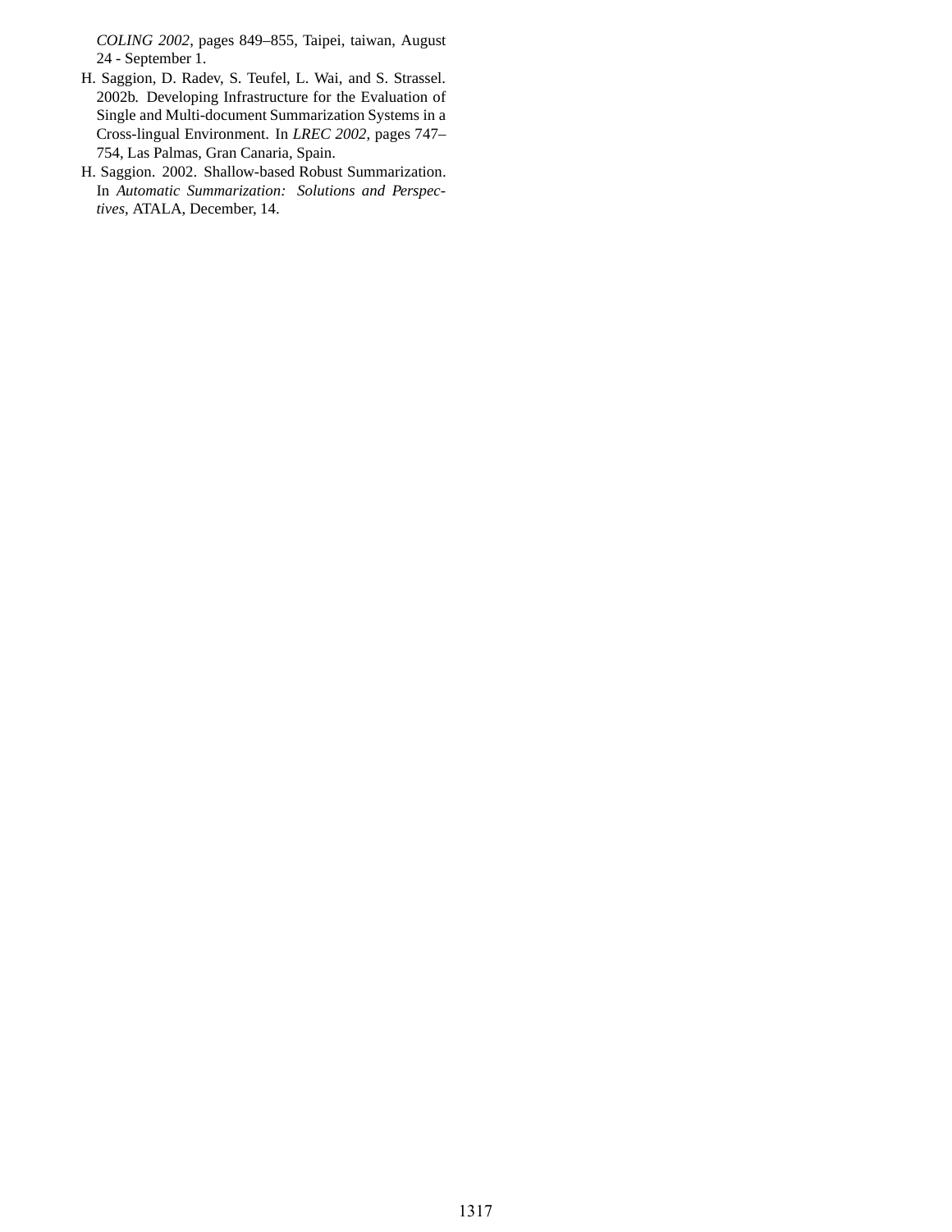*COLING 2002*, pages 849–855, Taipei, taiwan, August 24 - September 1.

H. Saggion, D. Radev, S. Teufel, L. Wai, and S. Strassel. 2002b. Developing Infrastructure for the Evaluation of Single and Multi-document Summarization Systems in a Cross-lingual Environment. In *LREC 2002*, pages 747–754, Las Palmas, Gran Canaria, Spain.

H. Saggion. 2002. Shallow-based Robust Summarization. In *Automatic Summarization: Solutions and Perspectives*, ATALA, December, 14.